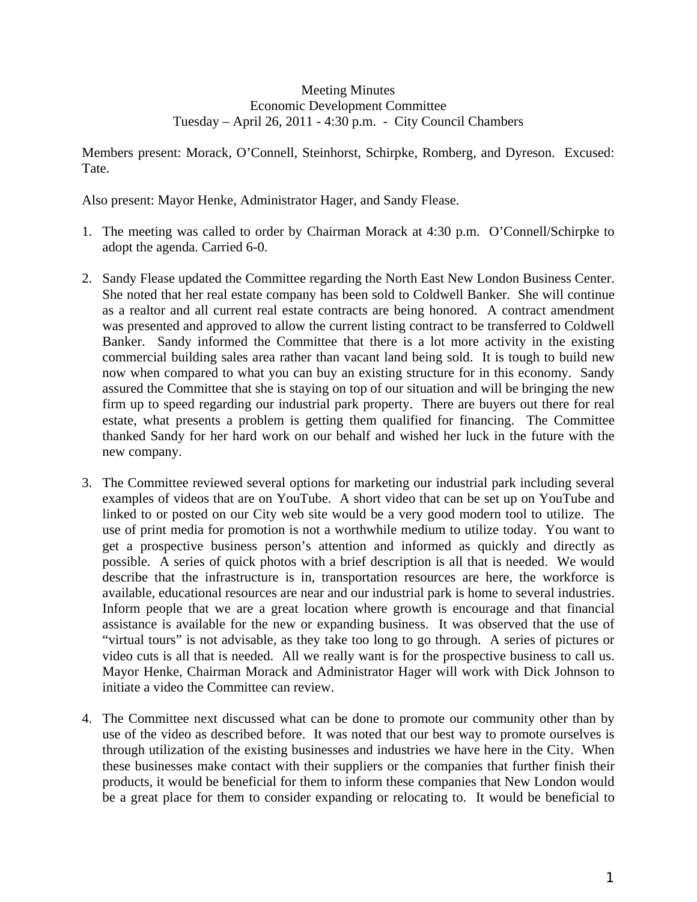Meeting Minutes
Economic Development Committee
Tuesday – April 26, 2011 - 4:30 p.m. - City Council Chambers

Members present: Morack, O'Connell, Steinhorst, Schirpke, Romberg, and Dyreson. Excused: Tate.

Also present: Mayor Henke, Administrator Hager, and Sandy Flease.

1. The meeting was called to order by Chairman Morack at 4:30 p.m. O'Connell/Schirpke to adopt the agenda. Carried 6-0.

2. Sandy Flease updated the Committee regarding the North East New London Business Center. She noted that her real estate company has been sold to Coldwell Banker. She will continue as a realtor and all current real estate contracts are being honored. A contract amendment was presented and approved to allow the current listing contract to be transferred to Coldwell Banker. Sandy informed the Committee that there is a lot more activity in the existing commercial building sales area rather than vacant land being sold. It is tough to build new now when compared to what you can buy an existing structure for in this economy. Sandy assured the Committee that she is staying on top of our situation and will be bringing the new firm up to speed regarding our industrial park property. There are buyers out there for real estate, what presents a problem is getting them qualified for financing. The Committee thanked Sandy for her hard work on our behalf and wished her luck in the future with the new company.

3. The Committee reviewed several options for marketing our industrial park including several examples of videos that are on YouTube. A short video that can be set up on YouTube and linked to or posted on our City web site would be a very good modern tool to utilize. The use of print media for promotion is not a worthwhile medium to utilize today. You want to get a prospective business person's attention and informed as quickly and directly as possible. A series of quick photos with a brief description is all that is needed. We would describe that the infrastructure is in, transportation resources are here, the workforce is available, educational resources are near and our industrial park is home to several industries. Inform people that we are a great location where growth is encourage and that financial assistance is available for the new or expanding business. It was observed that the use of "virtual tours" is not advisable, as they take too long to go through. A series of pictures or video cuts is all that is needed. All we really want is for the prospective business to call us. Mayor Henke, Chairman Morack and Administrator Hager will work with Dick Johnson to initiate a video the Committee can review.

4. The Committee next discussed what can be done to promote our community other than by use of the video as described before. It was noted that our best way to promote ourselves is through utilization of the existing businesses and industries we have here in the City. When these businesses make contact with their suppliers or the companies that further finish their products, it would be beneficial for them to inform these companies that New London would be a great place for them to consider expanding or relocating to. It would be beneficial to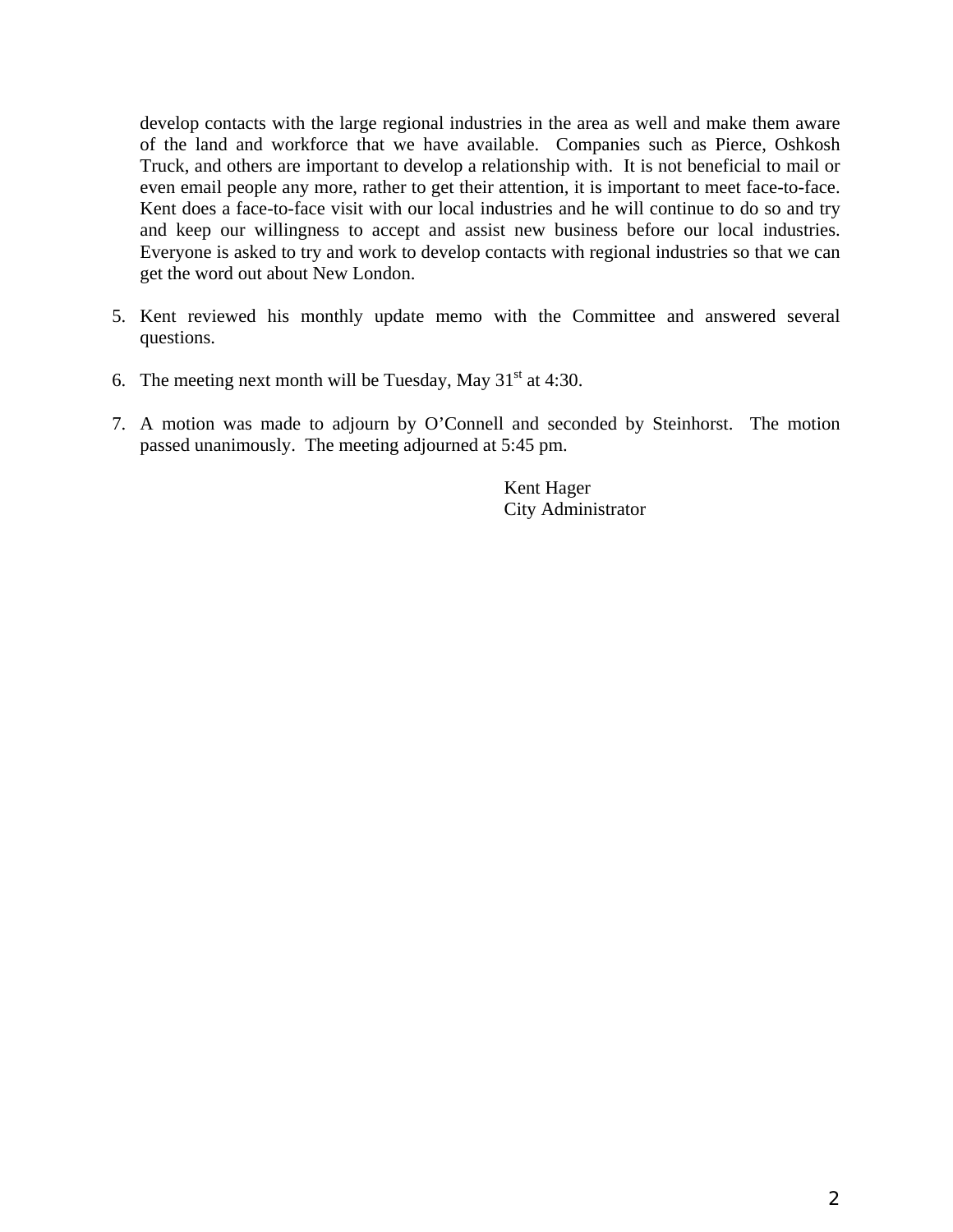develop contacts with the large regional industries in the area as well and make them aware of the land and workforce that we have available. Companies such as Pierce, Oshkosh Truck, and others are important to develop a relationship with. It is not beneficial to mail or even email people any more, rather to get their attention, it is important to meet face-to-face. Kent does a face-to-face visit with our local industries and he will continue to do so and try and keep our willingness to accept and assist new business before our local industries. Everyone is asked to try and work to develop contacts with regional industries so that we can get the word out about New London.

5. Kent reviewed his monthly update memo with the Committee and answered several questions.

6. The meeting next month will be Tuesday, May 31st at 4:30.

7. A motion was made to adjourn by O'Connell and seconded by Steinhorst. The motion passed unanimously. The meeting adjourned at 5:45 pm.

Kent Hager
City Administrator